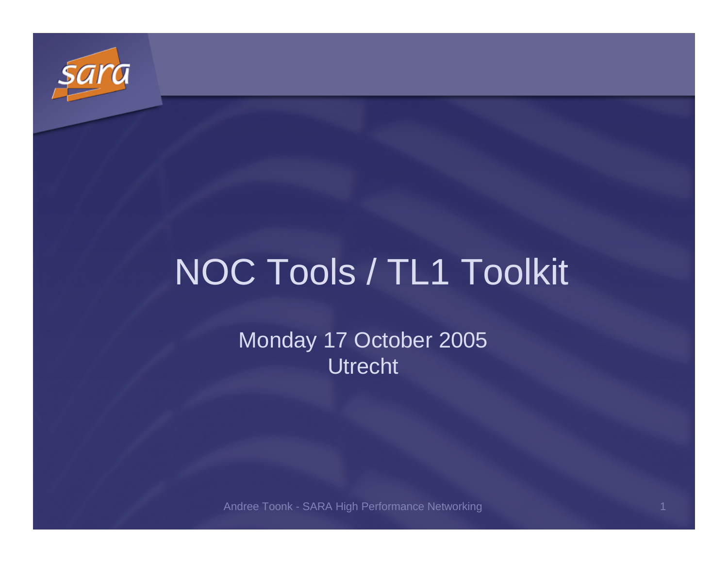# NOC Tools / TL1 Toolkit

Monday 17 October 2005
Utrecht

Andree Toonk - SARA High Performance Networking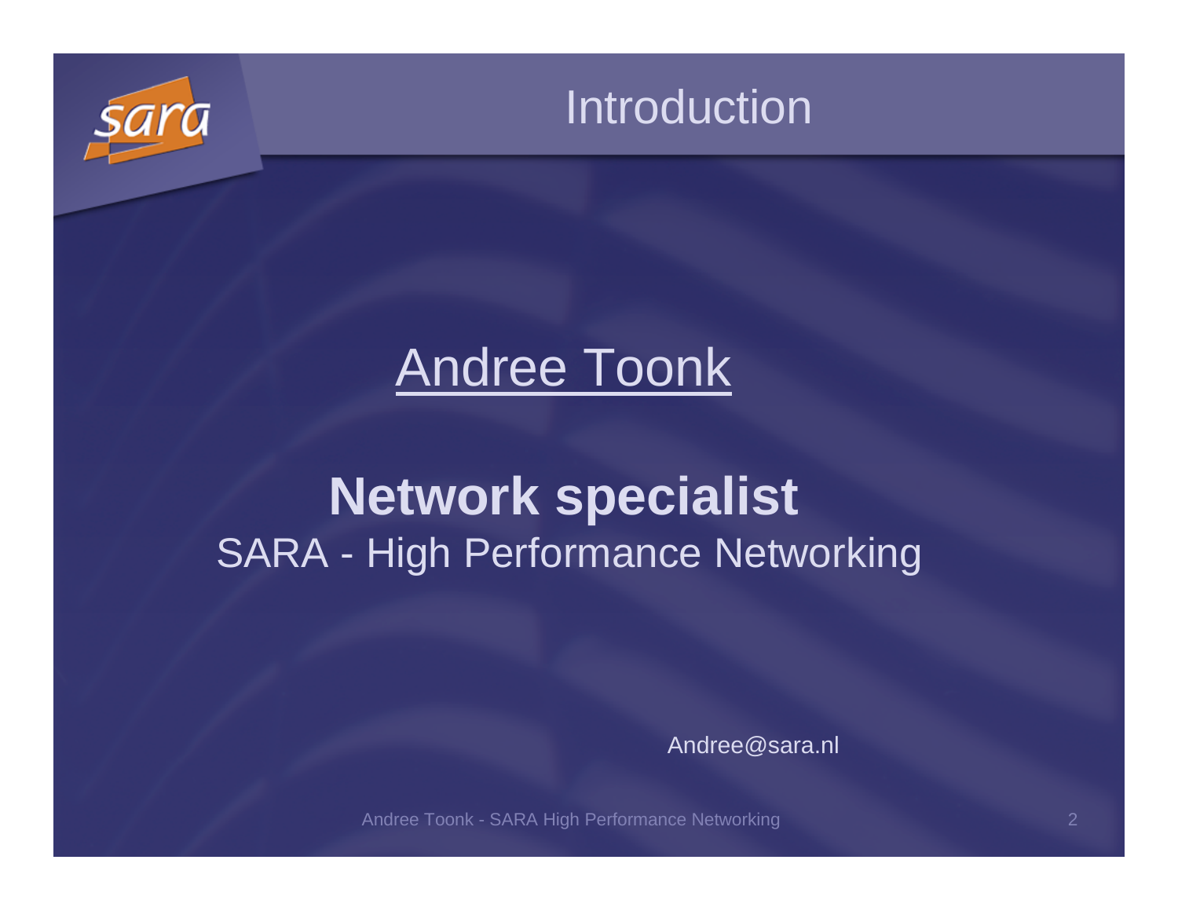# Introduction

Andree Toonk

**Network specialist**

SARA - High Performance Networking

Andree@sara.nl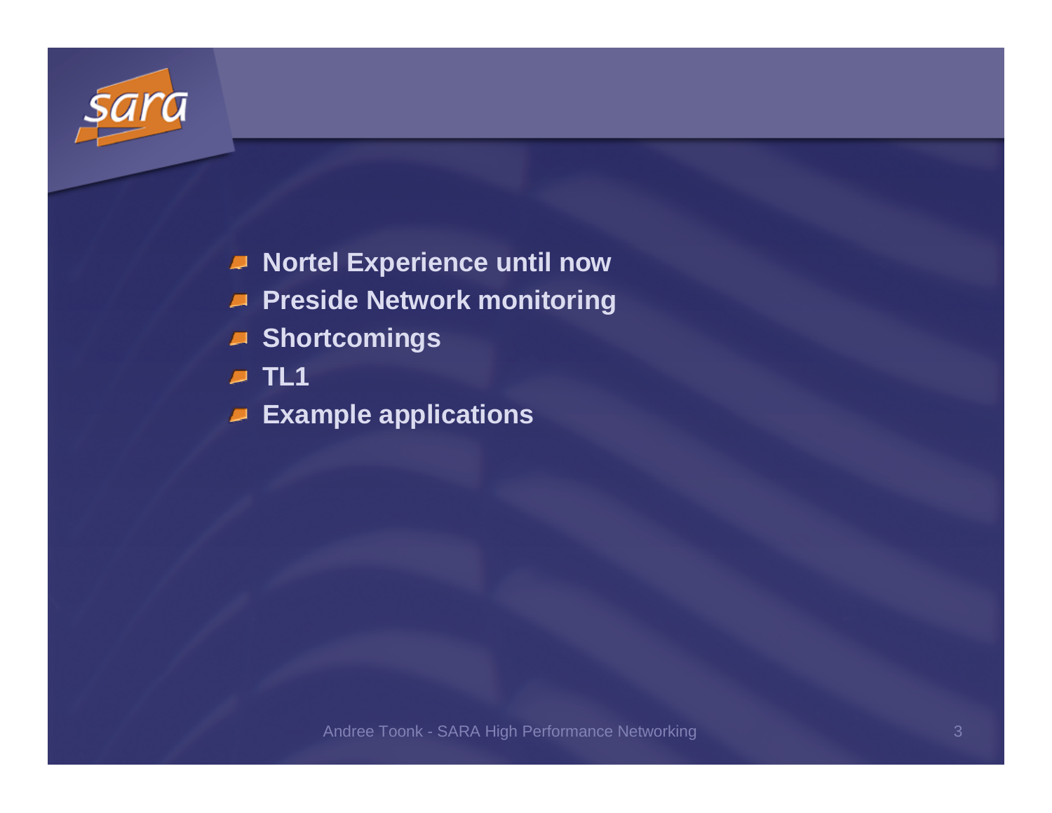- **Nortel Experience until now**
- **Preside Network monitoring**
- **Shortcomings**
- **TL1**
- **Example applications**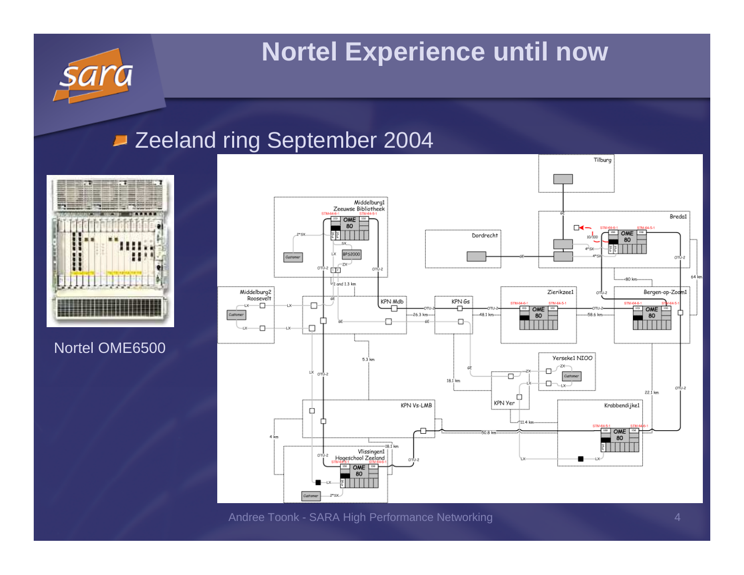# Nortel Experience until now

- Zeeland ring September 2004

Nortel OME6500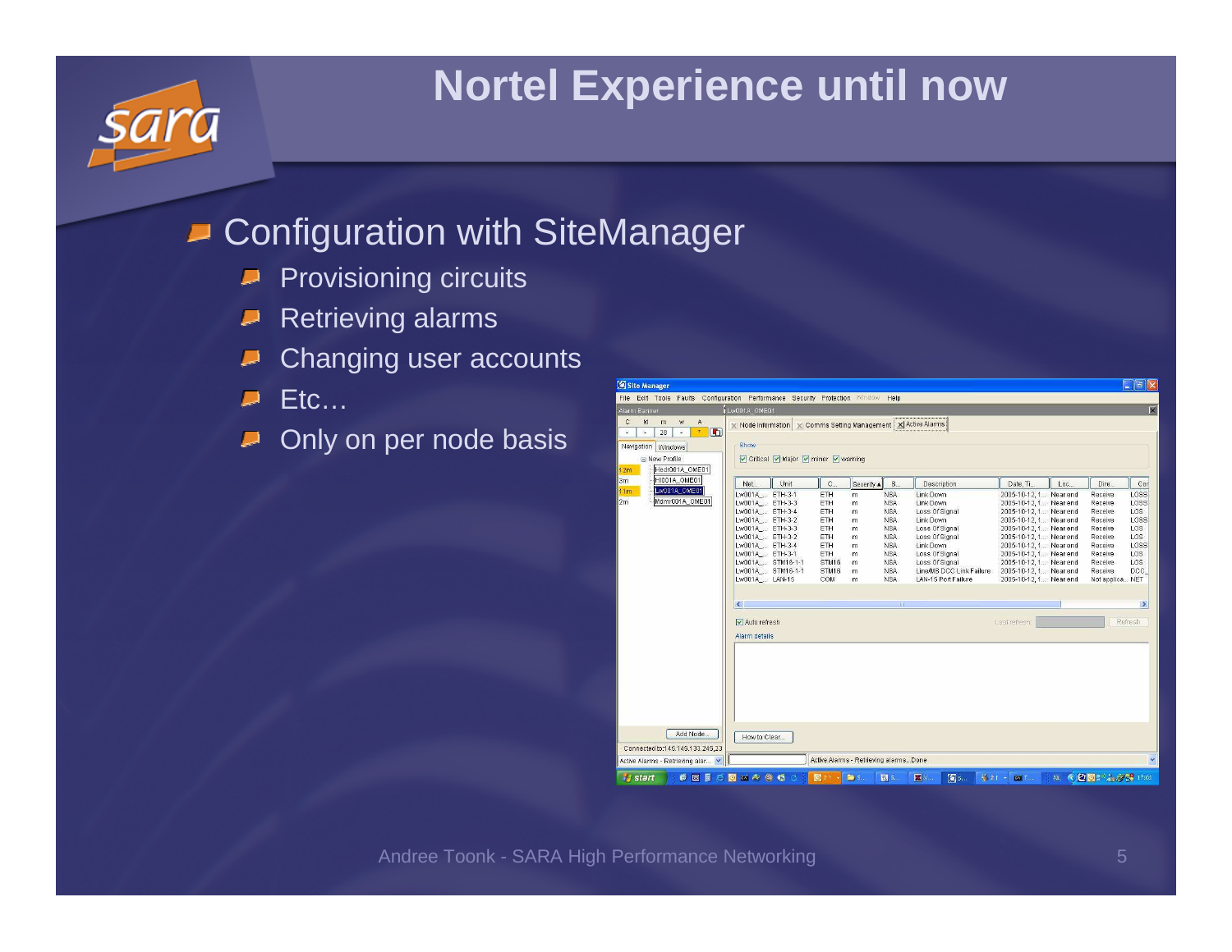# Nortel Experience until now

- Configuration with SiteManager
  - Provisioning circuits
  - Retrieving alarms
  - Changing user accounts
  - Etc…
  - Only on per node basis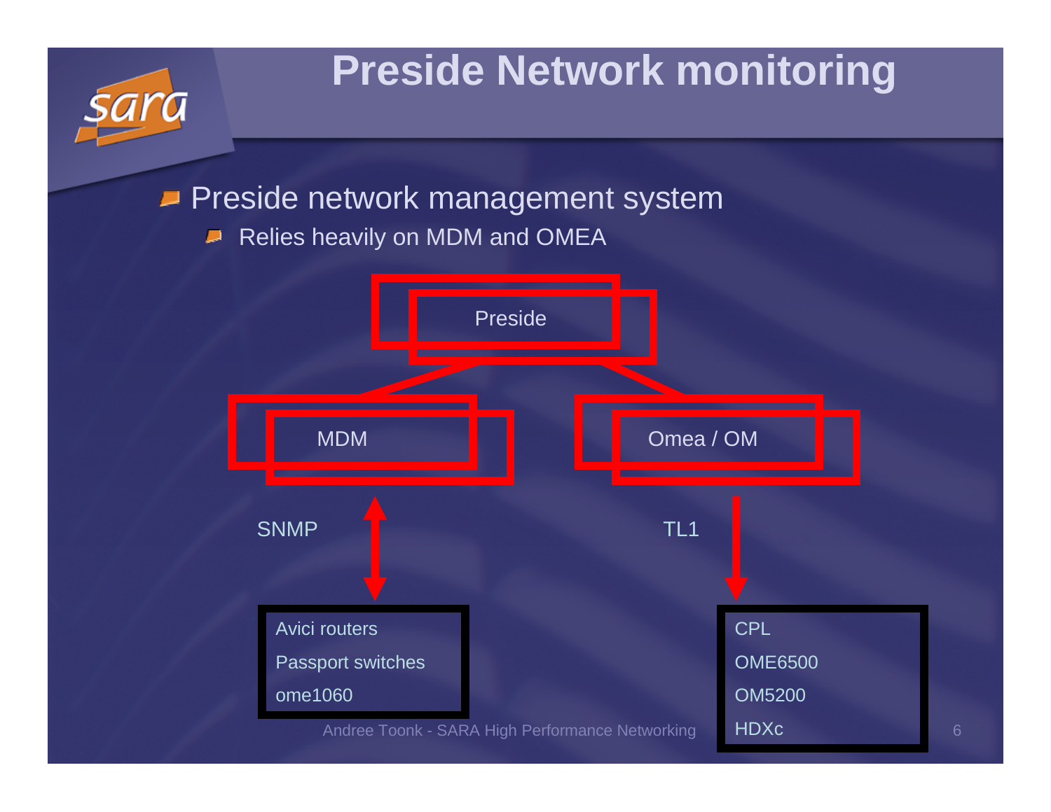# Preside Network monitoring

- Preside network management system
  - Relies heavily on MDM and OMEA

Preside

MDM

Omea / OM

SNMP

TL1

Avici routers
Passport switches
ome1060

CPL
OME6500
OM5200
HDXc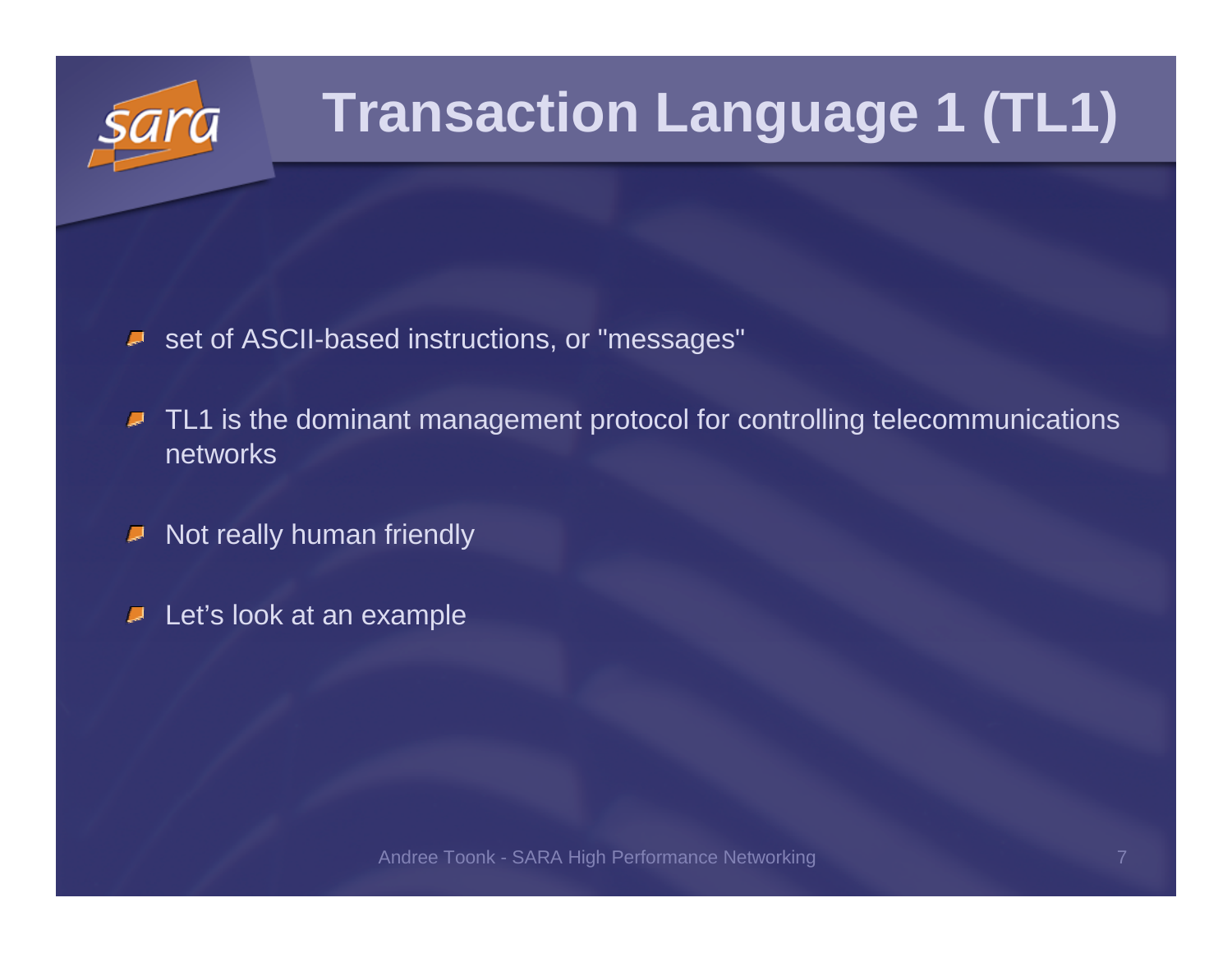# Transaction Language 1 (TL1)

- set of ASCII-based instructions, or "messages"
- TL1 is the dominant management protocol for controlling telecommunications networks
- Not really human friendly
- Let's look at an example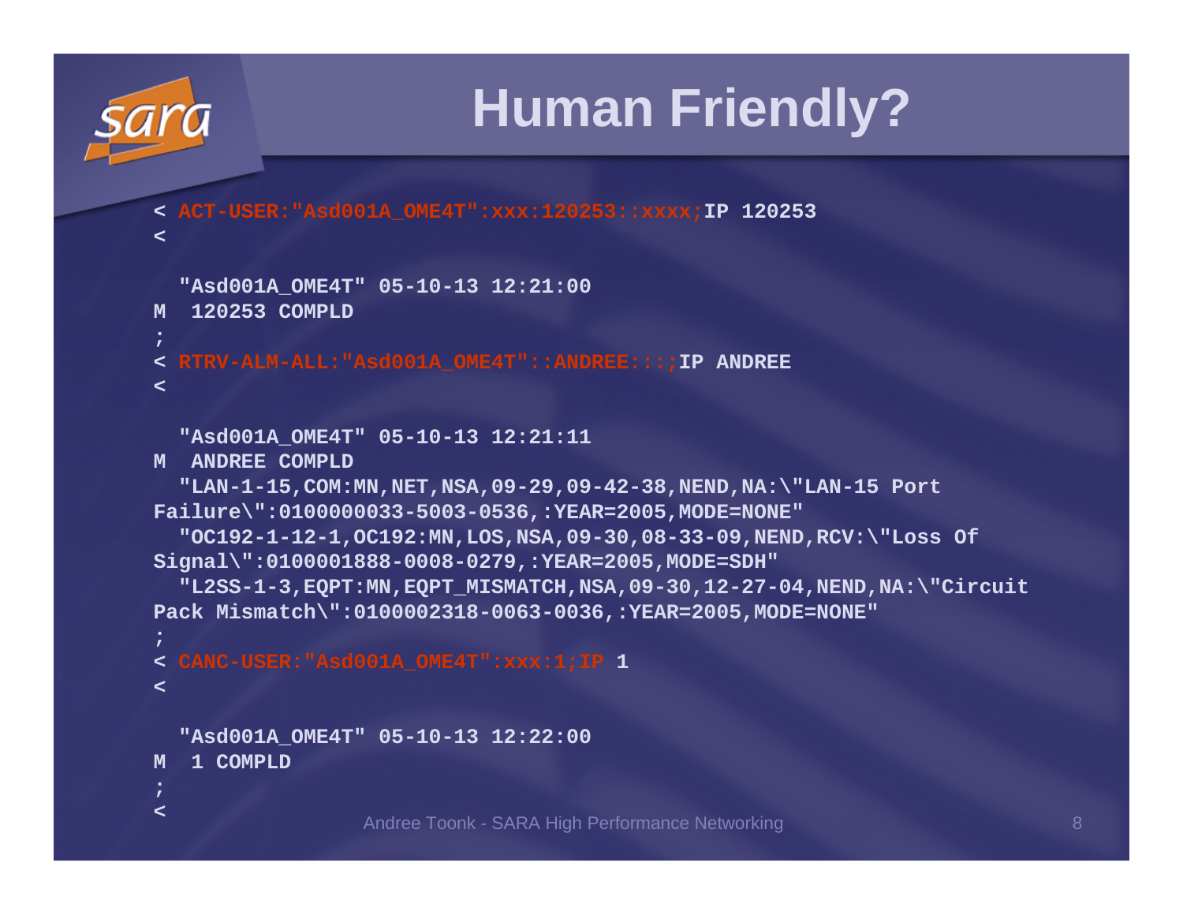# Human Friendly?

```
< ACT-USER:"Asd001A_OME4T":xxx:120253::xxxx;IP 120253
<

  "Asd001A_OME4T" 05-10-13 12:21:00
M  120253 COMPLD
;
< RTRV-ALM-ALL:"Asd001A_OME4T"::ANDREE:::;IP ANDREE
<

  "Asd001A_OME4T" 05-10-13 12:21:11
M  ANDREE COMPLD
  "LAN-1-15,COM:MN,NET,NSA,09-29,09-42-38,NEND,NA:\"LAN-15 Port
Failure\":0100000033-5003-0536,:YEAR=2005,MODE=NONE"
  "OC192-1-12-1,OC192:MN,LOS,NSA,09-30,08-33-09,NEND,RCV:\"Loss Of
Signal\":0100001888-0008-0279,:YEAR=2005,MODE=SDH"
  "L2SS-1-3,EQPT:MN,EQPT_MISMATCH,NSA,09-30,12-27-04,NEND,NA:\"Circuit
Pack Mismatch\":0100002318-0063-0036,:YEAR=2005,MODE=NONE"
;
< CANC-USER:"Asd001A_OME4T":xxx:1;IP 1
<

  "Asd001A_OME4T" 05-10-13 12:22:00
M  1 COMPLD
;
<
```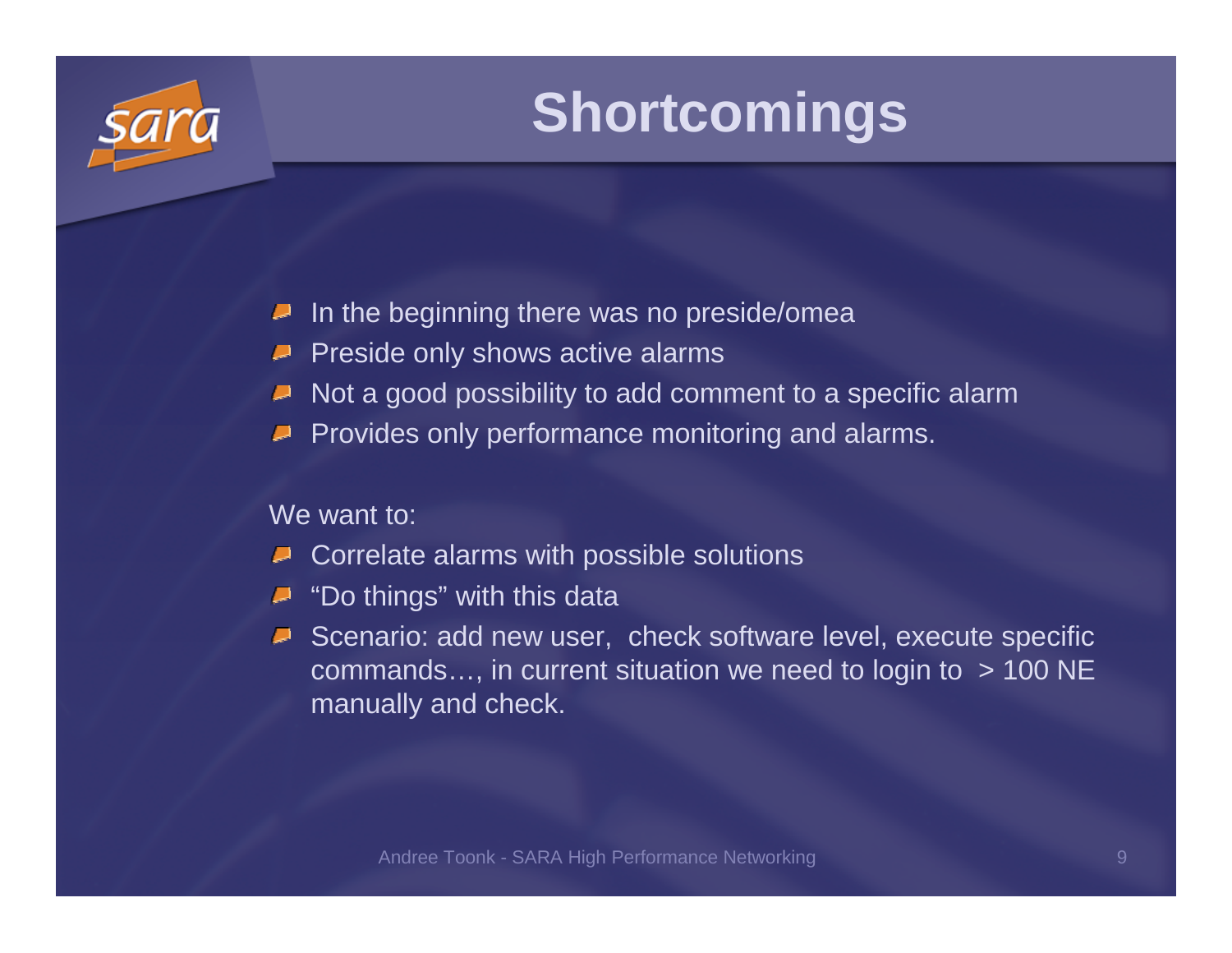# Shortcomings

- In the beginning there was no preside/omea
- Preside only shows active alarms
- Not a good possibility to add comment to a specific alarm
- Provides only performance monitoring and alarms.

We want to:

- Correlate alarms with possible solutions
- “Do things” with this data
- Scenario: add new user, check software level, execute specific commands…, in current situation we need to login to > 100 NE manually and check.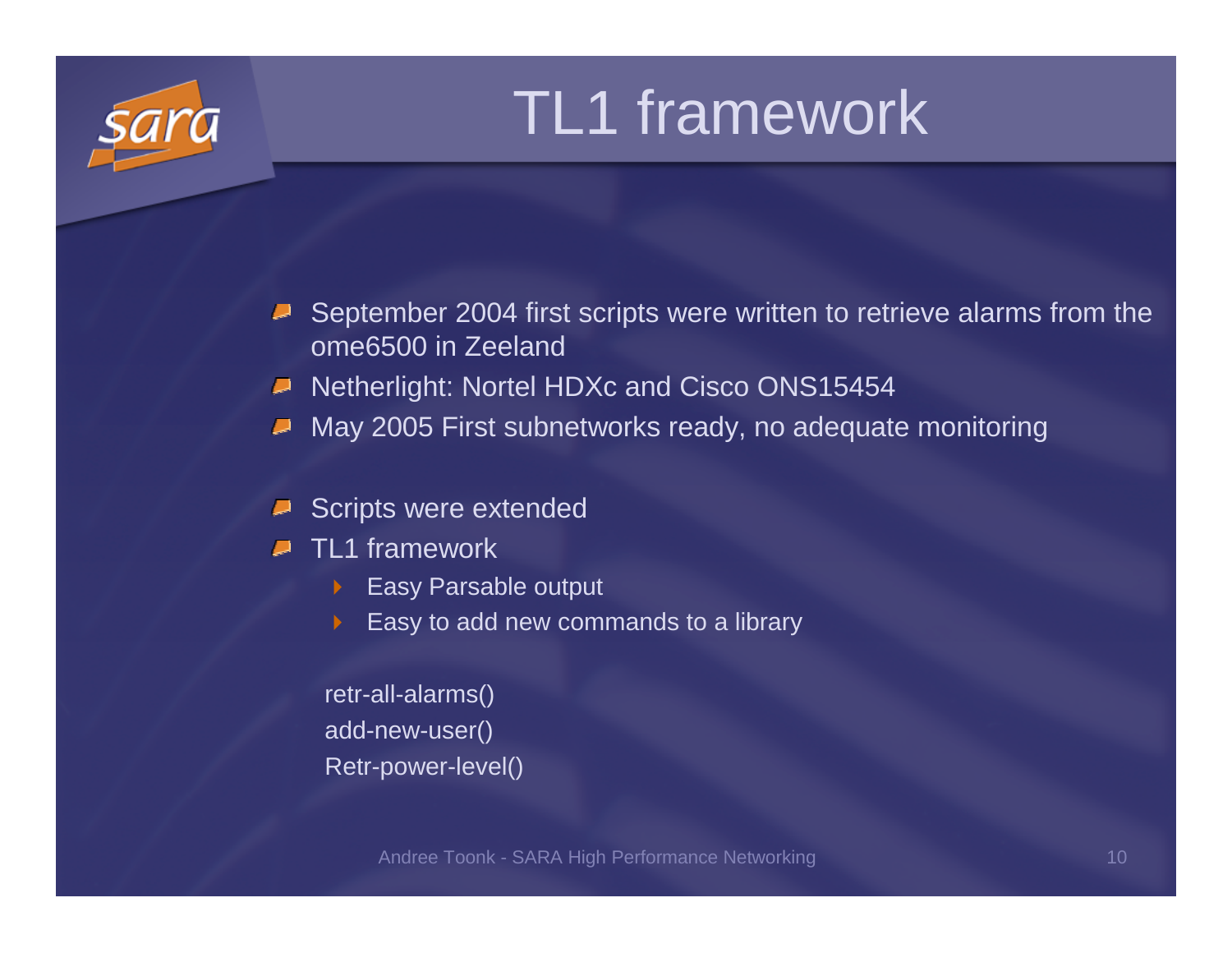# TL1 framework

- September 2004 first scripts were written to retrieve alarms from the ome6500 in Zeeland
- Netherlight: Nortel HDXc and Cisco ONS15454
- May 2005 First subnetworks ready, no adequate monitoring

- Scripts were extended
- TL1 framework
  - Easy Parsable output
  - Easy to add new commands to a library

retr-all-alarms()
add-new-user()
Retr-power-level()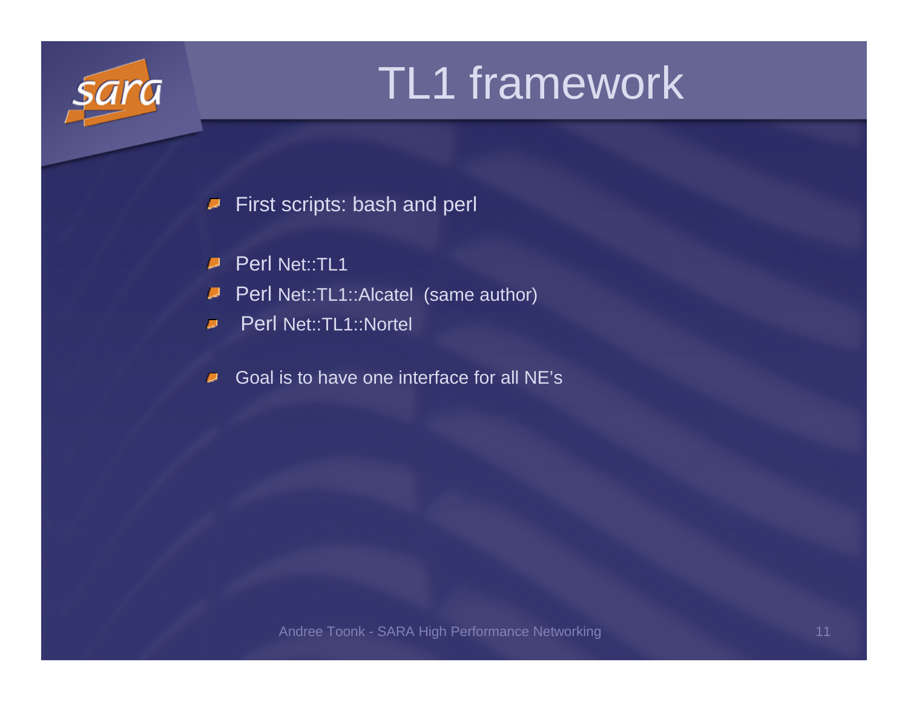# TL1 framework

- First scripts: bash and perl

- Perl Net::TL1
- Perl Net::TL1::Alcatel (same author)
- Perl Net::TL1::Nortel

- Goal is to have one interface for all NE's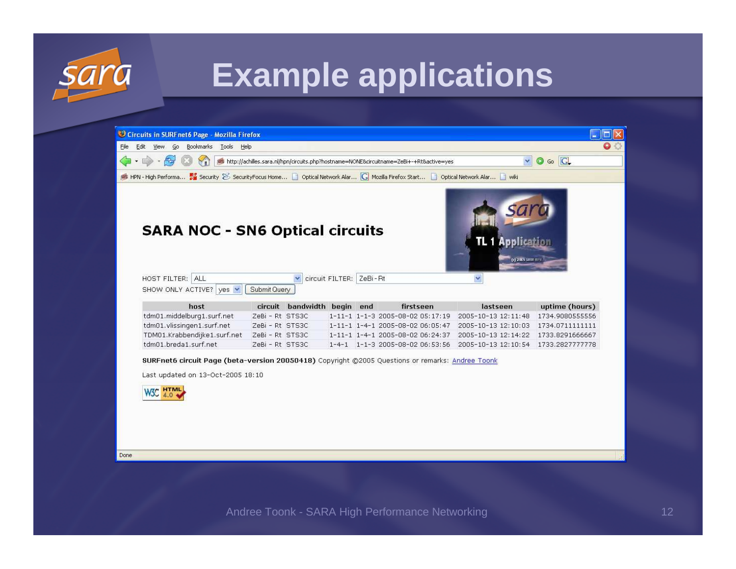# Example applications

## SARA NOC - SN6 Optical circuits

HOST FILTER: ALL circuit FILTER: ZeBi - Rt
SHOW ONLY ACTIVE? yes Submit Query

| host | circuit | bandwidth | begin | end | firstseen | lastseen | uptime (hours) |
|---|---|---|---|---|---|---|---|
| tdm01.middelburg1.surf.net | ZeBi - Rt | STS3C | 1-11-1 | 1-1-3 | 2005-08-02 05:17:19 | 2005-10-13 12:11:48 | 1734.9080555556 |
| tdm01.vlissingen1.surf.net | ZeBi - Rt | STS3C | 1-11-1 | 1-4-1 | 2005-08-02 06:05:47 | 2005-10-13 12:10:03 | 1734.0711111111 |
| TDM01.Krabbendijke1.surf.net | ZeBi - Rt | STS3C | 1-11-1 | 1-4-1 | 2005-08-02 06:24:37 | 2005-10-13 12:14:22 | 1733.8291666667 |
| tdm01.breda1.surf.net | ZeBi - Rt | STS3C | 1-4-1 | 1-1-3 | 2005-08-02 06:53:56 | 2005-10-13 12:10:54 | 1733.2827777778 |

**SURFnet6 circuit Page (beta-version 20050418)** Copyright ©2005 Questions or remarks: Andree Toonk

Last updated on 13-Oct-2005 18:10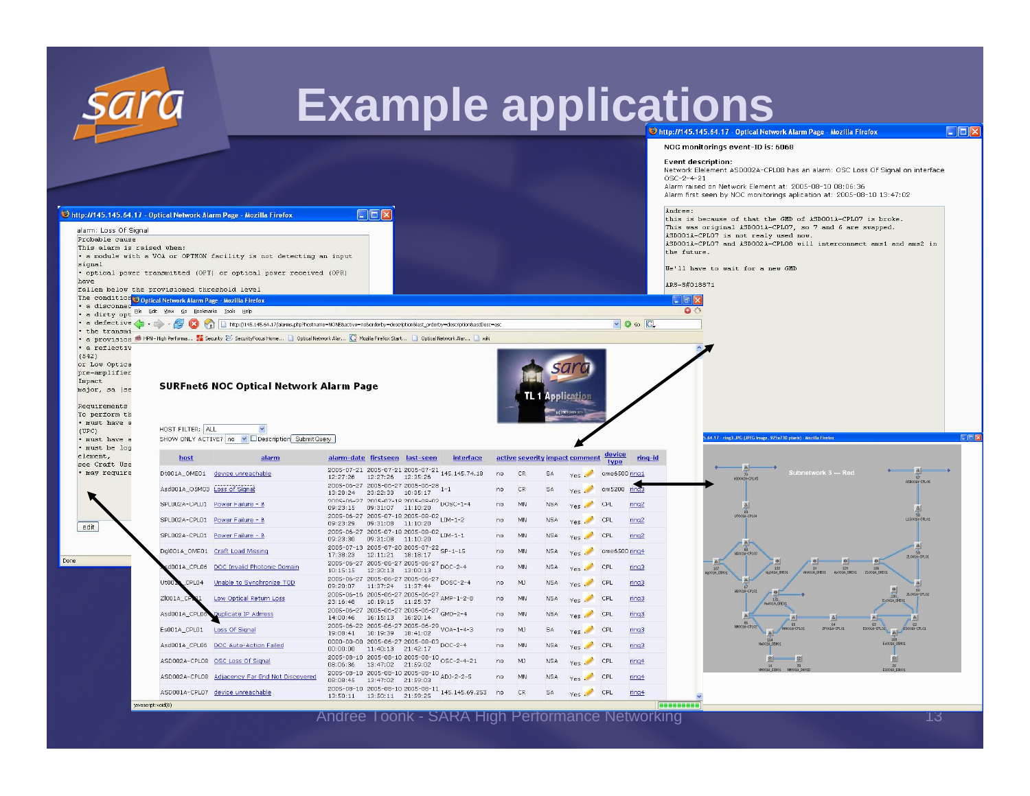# Example applications

**http://145.145.64.17 - Optical Network Alarm Page - Mozilla Firefox**

NOC monitorings event-ID is: 6068

**Event description:**
Network Element ASD002A-CPL08 has an alarm: OSC Loss Of Signal on interface OSC-2-4-21
Alarm raised on Network Element at: 2005-08-10 08:06:36
Alarm first seen by NOC monitorings aplication at: 2005-08-10 13:47:02

```
andree:
this is because of that the GMD of ASD001A-CPL07 is broke.
This was original ASD001A-CPL07, so 7 and 6 are swapped.
ASD001A-CPL07 is not realy used now.
ASD001A-CPL07 and ASD002A-CPL08 will interconnect ams1 and ams2 in the future.

We'll have to wait for a new GMD

ARS-#018871
```

**http://145.145.64.17 - Optical Network Alarm Page - Mozilla Firefox**

```
alarm: Loss Of Signal
Probable cause
This alarm is raised when:
• a module with a VOA or OPTMON facility is not detecting an input signal
• optical power transmitted (OPT) or optical power received (OPR) have
fallen below the provisioned threshold level
The condition
• a disconnec
• a dirty opt
• a defective
• the transmi
• a provision
• a reflectiv
(ORL)
or Low Optica
pre-amplifier
Impact
major, SA (Se

Requirements
To perform th
• must have a
(UPC)
• must have a
• must be log
element,
see Craft Use
• may require
```

**SURFnet6 NOC Optical Network Alarm Page**

HOST FILTER: ALL
SHOW ONLY ACTIVE? no Description Submit Query

| host | alarm | alarm-date | firstseen | last-seen | interface | active | severity | impact | comment | device type | ring-id |
|---|---|---|---|---|---|---|---|---|---|---|---|
| Dt001A_OME01 | device unreachable | 2005-07-21 12:27:26 | 2005-07-21 12:27:26 | 2005-07-21 12:35:26 | 145.145.74.18 | no | CR | SA | Yes | ome6500 | ring1 |
| Asd001A_OSM03 | Loss of Signal | 2005-06-27 13:29:24 | 2005-06-27 23:22:39 | 2005-06-28 10:35:17 | 1-1 | no | CR | SA | Yes | om5200 | ring3 |
| SPL002A-CPL01 | Power Failure - B | 2005-06-27 09:23:15 | 2005-07-18 09:31:07 | 2005-08-02 11:10:20 | DOSC-1-4 | no | MN | NSA | Yes | CPL | ring2 |
| SPL002A-CPL01 | Power Failure - B | 2005-06-27 09:23:29 | 2005-07-18 09:31:08 | 2005-08-02 11:10:20 | LIM-1-2 | no | MN | NSA | Yes | CPL | ring2 |
| SPL002A-CPL01 | Power Failure - B | 2005-06-27 09:23:30 | 2005-07-18 09:31:08 | 2005-08-02 11:10:20 | LIM-1-1 | no | MN | NSA | Yes | CPL | ring2 |
| Dg001A_OME01 | Craft Load Missing | 2005-07-13 17:38:23 | 2005-07-20 12:11:21 | 2005-07-22 18:18:17 | SP-1-15 | no | MN | NSA | Yes | ome6500 | ring4 |
| Asd001A_CPL06 | DOC Invalid Photonic Domain | 2005-06-27 10:15:15 | 2005-06-27 12:30:13 | 2005-06-27 13:00:13 | DOC-2-4 | no | MN | NSA | Yes | CPL | ring3 |
| Ut001A_CPL04 | Unable to Synchronize TOD | 2005-06-27 09:20:07 | 2005-06-27 11:37:24 | 2005-06-27 11:37:44 | DOSC-2-4 | no | MJ | NSA | Yes | CPL | ring3 |
| Zl001A_CPL01 | Low Optical Return Loss | 2005-06-16 23:16:48 | 2005-06-27 10:19:15 | 2005-06-27 11:25:37 | AMP-1-2-8 | no | MN | NSA | Yes | CPL | ring3 |
| Asd001A_CPL06 | Duplicate IP Adress | 2005-06-27 14:00:46 | 2005-06-27 16:15:13 | 2005-06-27 16:20:14 | GMD-2-4 | no | MN | NSA | Yes | CPL | ring3 |
| Es001A_CPL01 | Loss Of Signal | 2005-06-22 19:08:41 | 2005-06-27 10:19:39 | 2005-06-29 18:41:02 | VOA-1-4-3 | no | MJ | SA | Yes | CPL | ring3 |
| Asd001A_CPL06 | DOC Auto-Action Failed | 0000-00-00 00:00:00 | 2005-06-27 11:40:13 | 2005-08-03 21:42:17 | DOC-2-4 | no | MN | NSA | Yes | CPL | ring3 |
| ASD002A-CPL08 | OSC Loss Of Signal | 2005-08-10 08:06:36 | 2005-08-10 13:47:02 | 2005-08-10 21:59:02 | OSC-2-4-21 | no | MJ | NSA | Yes | CPL | ring4 |
| ASD002A-CPL08 | Adjacency Far End Not Discovered | 2005-08-10 08:08:45 | 2005-08-10 13:47:02 | 2005-08-10 21:59:03 | ADJ-2-2-5 | no | MN | NSA | Yes | CPL | ring4 |
| ASD001A-CPL07 | device unreachable | 2005-08-10 13:50:11 | 2005-08-10 13:50:11 | 2005-08-11 21:59:25 | 145.145.69.253 | no | CR | SA | Yes | CPL | ring4 |

Subnetwork 3 — Red

Andree Toonk - SARA High Performance Networking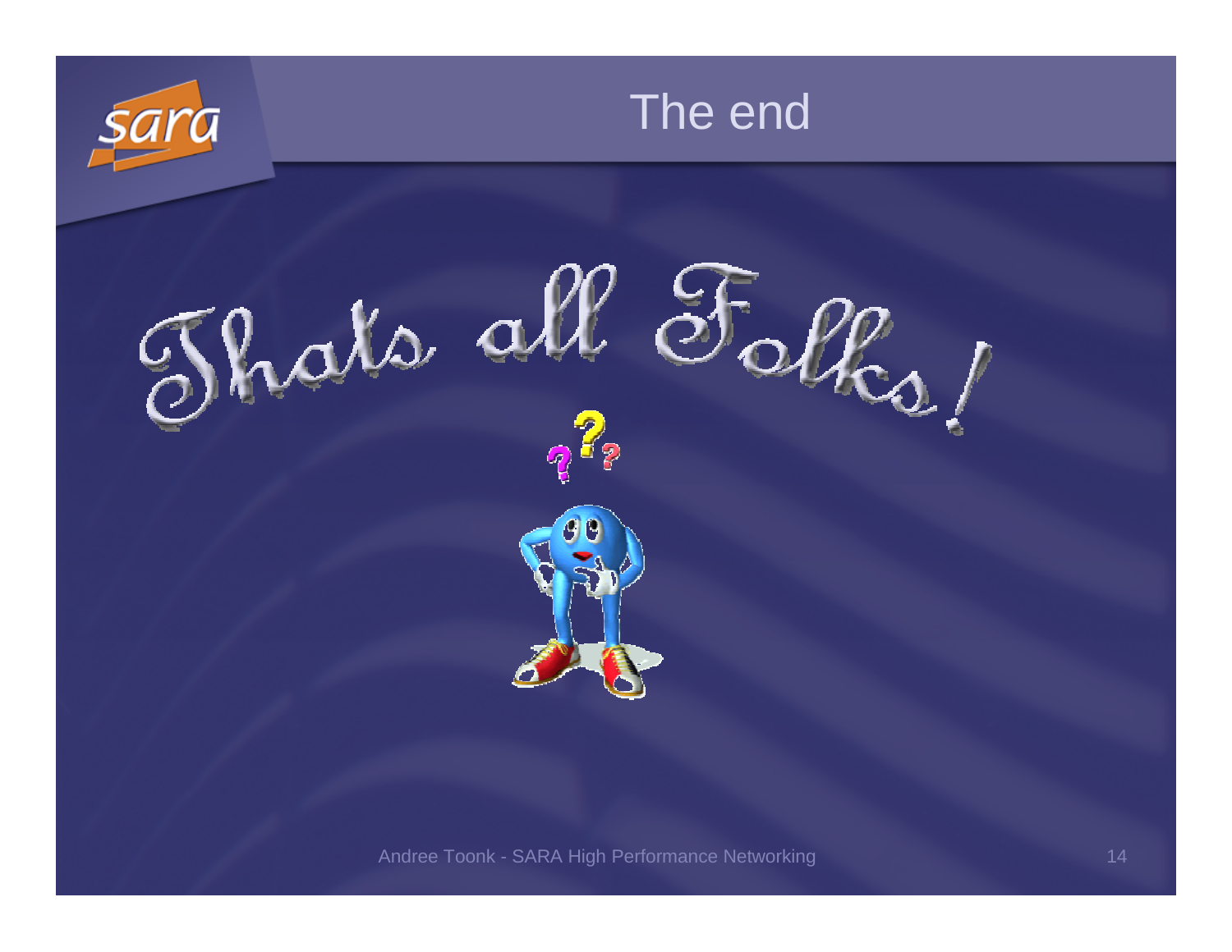# The end

Thats all Folks!